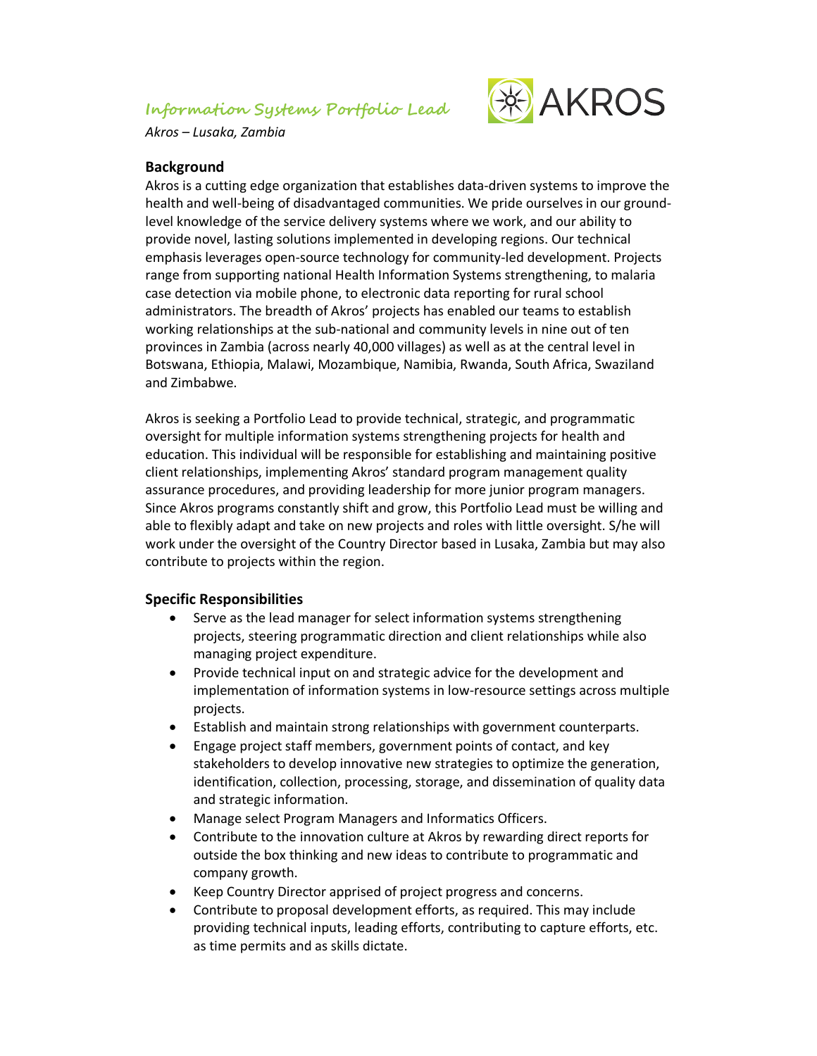# Information Systems Portfolio Lead

*Akros – Lusaka, Zambia*

## Background

Akros is a cutting edge organization that establishes data-driven systems to improve the health and well-being of disadvantaged communities. We pride ourselves in our ground-level knowledge of the service delivery systems where we work, and our ability to provide novel, lasting solutions implemented in developing regions. Our technical emphasis leverages open-source technology for community-led development. Projects range from supporting national Health Information Systems strengthening, to malaria case detection via mobile phone, to electronic data reporting for rural school administrators. The breadth of Akros' projects has enabled our teams to establish working relationships at the sub-national and community levels in nine out of ten provinces in Zambia (across nearly 40,000 villages) as well as at the central level in Botswana, Ethiopia, Malawi, Mozambique, Namibia, Rwanda, South Africa, Swaziland and Zimbabwe.

Akros is seeking a Portfolio Lead to provide technical, strategic, and programmatic oversight for multiple information systems strengthening projects for health and education. This individual will be responsible for establishing and maintaining positive client relationships, implementing Akros' standard program management quality assurance procedures, and providing leadership for more junior program managers. Since Akros programs constantly shift and grow, this Portfolio Lead must be willing and able to flexibly adapt and take on new projects and roles with little oversight. S/he will work under the oversight of the Country Director based in Lusaka, Zambia but may also contribute to projects within the region.

## Specific Responsibilities

- Serve as the lead manager for select information systems strengthening projects, steering programmatic direction and client relationships while also managing project expenditure.
- Provide technical input on and strategic advice for the development and implementation of information systems in low-resource settings across multiple projects.
- Establish and maintain strong relationships with government counterparts.
- Engage project staff members, government points of contact, and key stakeholders to develop innovative new strategies to optimize the generation, identification, collection, processing, storage, and dissemination of quality data and strategic information.
- Manage select Program Managers and Informatics Officers.
- Contribute to the innovation culture at Akros by rewarding direct reports for outside the box thinking and new ideas to contribute to programmatic and company growth.
- Keep Country Director apprised of project progress and concerns.
- Contribute to proposal development efforts, as required. This may include providing technical inputs, leading efforts, contributing to capture efforts, etc. as time permits and as skills dictate.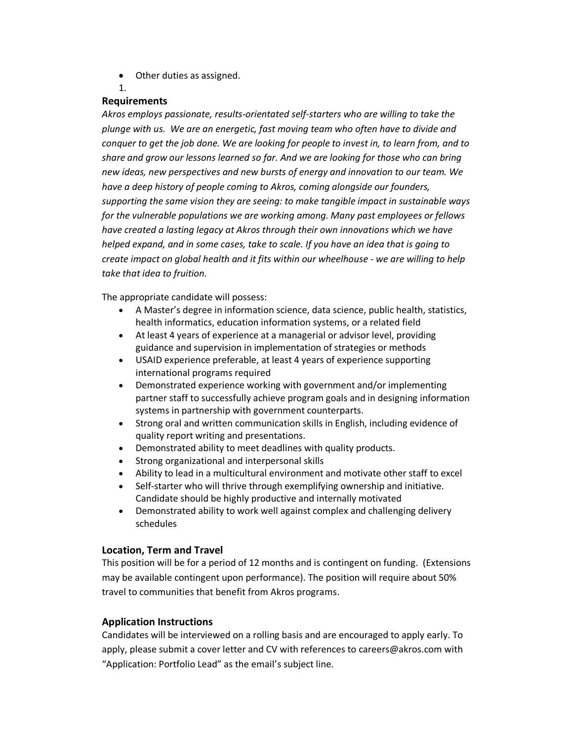- Other duties as assigned.

1.

## Requirements

*Akros employs passionate, results-orientated self-starters who are willing to take the plunge with us. We are an energetic, fast moving team who often have to divide and conquer to get the job done. We are looking for people to invest in, to learn from, and to share and grow our lessons learned so far. And we are looking for those who can bring new ideas, new perspectives and new bursts of energy and innovation to our team. We have a deep history of people coming to Akros, coming alongside our founders, supporting the same vision they are seeing: to make tangible impact in sustainable ways for the vulnerable populations we are working among. Many past employees or fellows have created a lasting legacy at Akros through their own innovations which we have helped expand, and in some cases, take to scale. If you have an idea that is going to create impact on global health and it fits within our wheelhouse - we are willing to help take that idea to fruition.*

The appropriate candidate will possess:

- A Master's degree in information science, data science, public health, statistics, health informatics, education information systems, or a related field
- At least 4 years of experience at a managerial or advisor level, providing guidance and supervision in implementation of strategies or methods
- USAID experience preferable, at least 4 years of experience supporting international programs required
- Demonstrated experience working with government and/or implementing partner staff to successfully achieve program goals and in designing information systems in partnership with government counterparts.
- Strong oral and written communication skills in English, including evidence of quality report writing and presentations.
- Demonstrated ability to meet deadlines with quality products.
- Strong organizational and interpersonal skills
- Ability to lead in a multicultural environment and motivate other staff to excel
- Self-starter who will thrive through exemplifying ownership and initiative. Candidate should be highly productive and internally motivated
- Demonstrated ability to work well against complex and challenging delivery schedules

## Location, Term and Travel

This position will be for a period of 12 months and is contingent on funding. (Extensions may be available contingent upon performance). The position will require about 50% travel to communities that benefit from Akros programs.

## Application Instructions

Candidates will be interviewed on a rolling basis and are encouraged to apply early. To apply, please submit a cover letter and CV with references to careers@akros.com with "Application: Portfolio Lead" as the email's subject line.